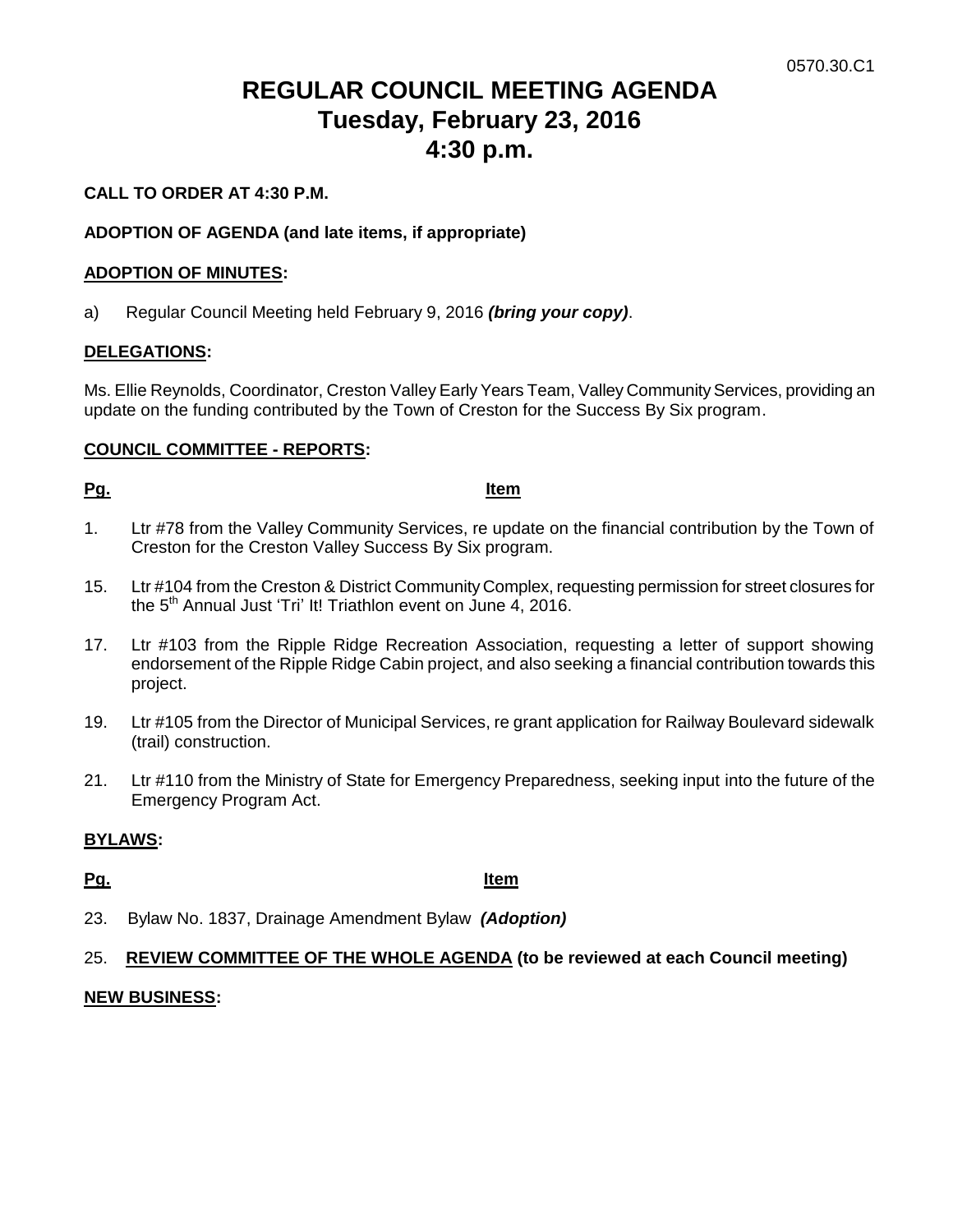0570.30.C1

# REGULAR COUNCIL MEETING AGENDA
# Tuesday, February 23, 2016
# 4:30 p.m.

**CALL TO ORDER AT 4:30 P.M.**

**ADOPTION OF AGENDA (and late items, if appropriate)**

**ADOPTION OF MINUTES:**

a) Regular Council Meeting held February 9, 2016 ***(bring your copy)***.

**DELEGATIONS:**

Ms. Ellie Reynolds, Coordinator, Creston Valley Early Years Team, Valley Community Services, providing an update on the funding contributed by the Town of Creston for the Success By Six program.

**COUNCIL COMMITTEE - REPORTS:**

| Pg. | Item |
| --- | --- |
| 1. | Ltr #78 from the Valley Community Services, re update on the financial contribution by the Town of Creston for the Creston Valley Success By Six program. |
| 15. | Ltr #104 from the Creston & District Community Complex, requesting permission for street closures for the 5th Annual Just 'Tri' It! Triathlon event on June 4, 2016. |
| 17. | Ltr #103 from the Ripple Ridge Recreation Association, requesting a letter of support showing endorsement of the Ripple Ridge Cabin project, and also seeking a financial contribution towards this project. |
| 19. | Ltr #105 from the Director of Municipal Services, re grant application for Railway Boulevard sidewalk (trail) construction. |
| 21. | Ltr #110 from the Ministry of State for Emergency Preparedness, seeking input into the future of the Emergency Program Act. |

**BYLAWS:**

| Pg. | Item |
| --- | --- |
| 23. | Bylaw No. 1837, Drainage Amendment Bylaw ***(Adoption)*** |

25. **REVIEW COMMITTEE OF THE WHOLE AGENDA (to be reviewed at each Council meeting)**

**NEW BUSINESS:**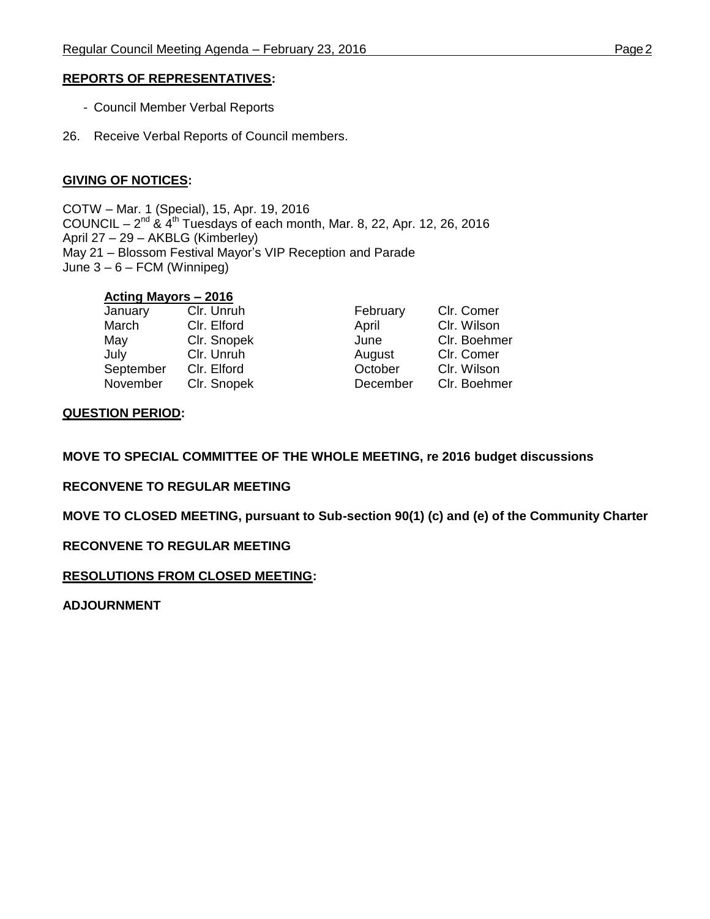**REPORTS OF REPRESENTATIVES:**

- Council Member Verbal Reports

26. Receive Verbal Reports of Council members.

**GIVING OF NOTICES:**

COTW – Mar. 1 (Special), 15, Apr. 19, 2016
COUNCIL – 2nd & 4th Tuesdays of each month, Mar. 8, 22, Apr. 12, 26, 2016
April 27 – 29 – AKBLG (Kimberley)
May 21 – Blossom Festival Mayor's VIP Reception and Parade
June 3 – 6 – FCM (Winnipeg)

**Acting Mayors – 2016**

| | | | |
|---|---|---|---|
| January | Clr. Unruh | February | Clr. Comer |
| March | Clr. Elford | April | Clr. Wilson |
| May | Clr. Snopek | June | Clr. Boehmer |
| July | Clr. Unruh | August | Clr. Comer |
| September | Clr. Elford | October | Clr. Wilson |
| November | Clr. Snopek | December | Clr. Boehmer |

**QUESTION PERIOD:**

**MOVE TO SPECIAL COMMITTEE OF THE WHOLE MEETING, re 2016 budget discussions**

**RECONVENE TO REGULAR MEETING**

**MOVE TO CLOSED MEETING, pursuant to Sub-section 90(1) (c) and (e) of the Community Charter**

**RECONVENE TO REGULAR MEETING**

**RESOLUTIONS FROM CLOSED MEETING:**

**ADJOURNMENT**